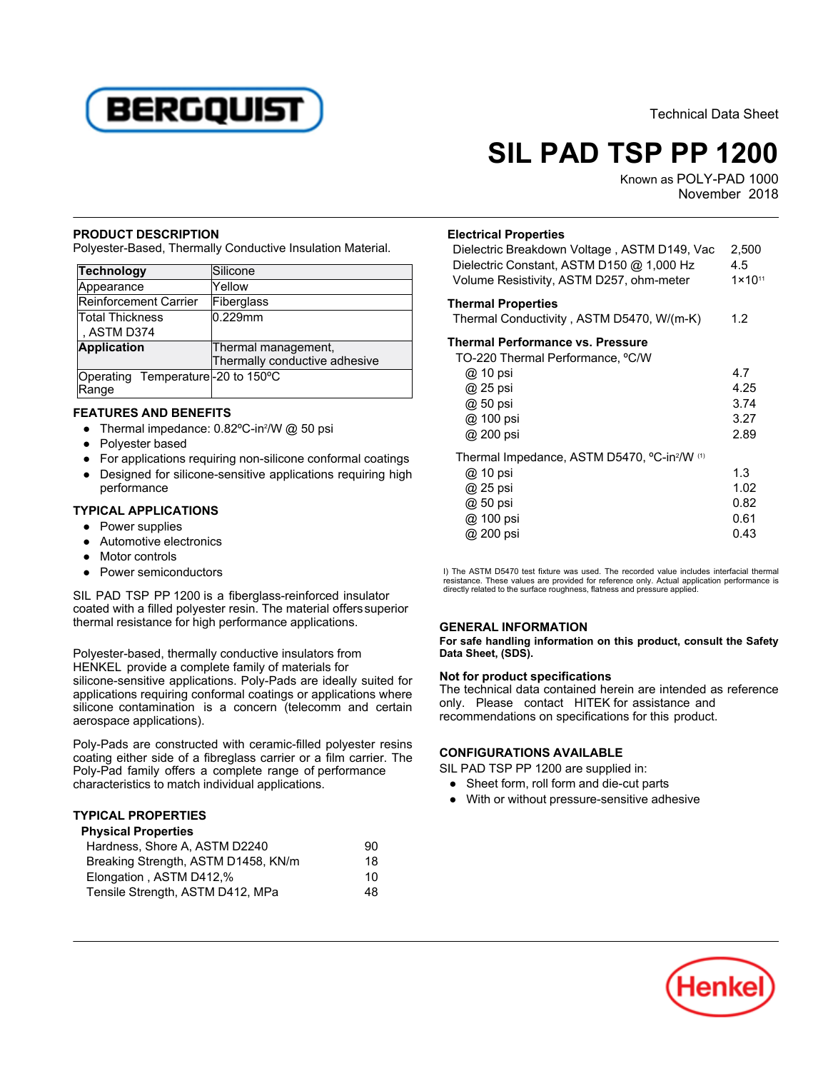Technical Data Sheet

# SIL PAD TSP PP 1200

Known as POLY-PAD 1000
November 2018

## PRODUCT DESCRIPTION

Polyester-Based, Thermally Conductive Insulation Material.

| **Technology** | Silicone |
|---|---|
| Appearance | Yellow |
| Reinforcement Carrier | Fiberglass |
| Total Thickness , ASTM D374 | 0.229mm |
| **Application** | Thermal management, Thermally conductive adhesive |
| Operating Temperature Range | -20 to 150ºC |

## FEATURES AND BENEFITS

- Thermal impedance: 0.82ºC-in²/W @ 50 psi
- Polyester based
- For applications requiring non-silicone conformal coatings
- Designed for silicone-sensitive applications requiring high performance

## TYPICAL APPLICATIONS

- Power supplies
- Automotive electronics
- Motor controls
- Power semiconductors

SIL PAD TSP PP 1200 is a fiberglass-reinforced insulator coated with a filled polyester resin. The material offers superior thermal resistance for high performance applications.

Polyester-based, thermally conductive insulators from HENKEL provide a complete family of materials for silicone-sensitive applications. Poly-Pads are ideally suited for applications requiring conformal coatings or applications where silicone contamination is a concern (telecomm and certain aerospace applications).

Poly-Pads are constructed with ceramic-filled polyester resins coating either side of a fibreglass carrier or a film carrier. The Poly-Pad family offers a complete range of performance characteristics to match individual applications.

## TYPICAL PROPERTIES

### Physical Properties

| | |
|---|---|
| Hardness, Shore A, ASTM D2240 | 90 |
| Breaking Strength, ASTM D1458, KN/m | 18 |
| Elongation , ASTM D412,% | 10 |
| Tensile Strength, ASTM D412, MPa | 48 |

### Electrical Properties

| | |
|---|---|
| Dielectric Breakdown Voltage , ASTM D149, Vac | 2,500 |
| Dielectric Constant, ASTM D150 @ 1,000 Hz | 4.5 |
| Volume Resistivity, ASTM D257, ohm-meter | $1 \times 10^{11}$ |

### Thermal Properties

| | |
|---|---|
| Thermal Conductivity , ASTM D5470, W/(m-K) | 1.2 |

### Thermal Performance vs. Pressure

| TO-220 Thermal Performance, ºC/W | |
|---|---|
| @ 10 psi | 4.7 |
| @ 25 psi | 4.25 |
| @ 50 psi | 3.74 |
| @ 100 psi | 3.27 |
| @ 200 psi | 2.89 |

| Thermal Impedance, ASTM D5470, ºC-in²/W [1] | |
|---|---|
| @ 10 psi | 1.3 |
| @ 25 psi | 1.02 |
| @ 50 psi | 0.82 |
| @ 100 psi | 0.61 |
| @ 200 psi | 0.43 |

I) The ASTM D5470 test fixture was used. The recorded value includes interfacial thermal resistance. These values are provided for reference only. Actual application performance is directly related to the surface roughness, flatness and pressure applied.

## GENERAL INFORMATION

**For safe handling information on this product, consult the Safety Data Sheet, (SDS).**

**Not for product specifications**

The technical data contained herein are intended as reference only. Please contact HITEK for assistance and recommendations on specifications for this product.

## CONFIGURATIONS AVAILABLE

SIL PAD TSP PP 1200 are supplied in:

- Sheet form, roll form and die-cut parts
- With or without pressure-sensitive adhesive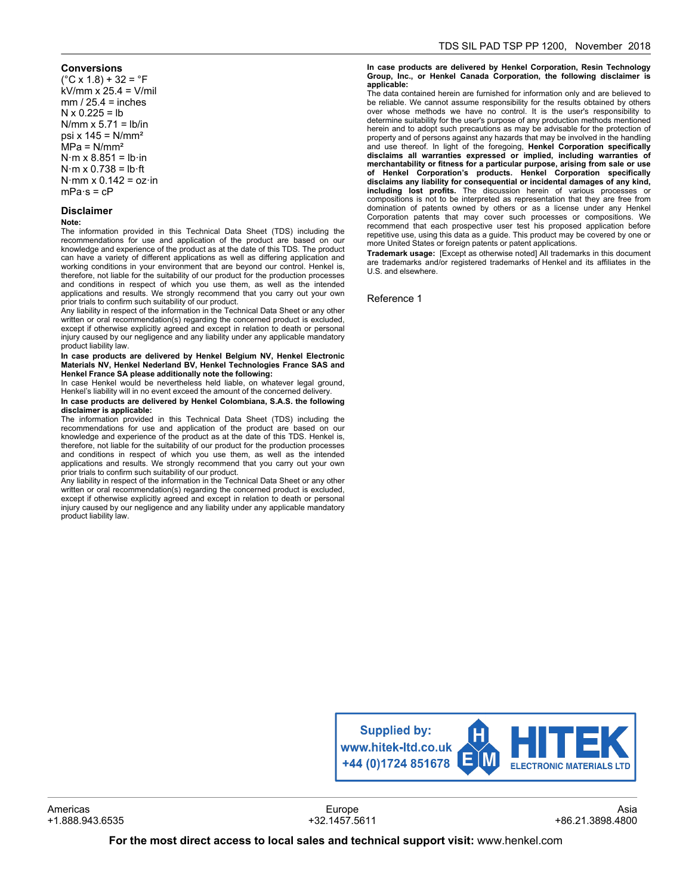### Conversions

(°C x 1.8) + 32 = °F
kV/mm x 25.4 = V/mil
mm / 25.4 = inches
N x 0.225 = lb
N/mm x 5.71 = lb/in
psi x 145 = N/mm²
MPa = N/mm²
N·m x 8.851 = lb·in
N·m x 0.738 = lb·ft
N·mm x 0.142 = oz·in
mPa·s = cP

### Disclaimer

**Note:**

The information provided in this Technical Data Sheet (TDS) including the recommendations for use and application of the product are based on our knowledge and experience of the product as at the date of this TDS. The product can have a variety of different applications as well as differing application and working conditions in your environment that are beyond our control. Henkel is, therefore, not liable for the suitability of our product for the production processes and conditions in respect of which you use them, as well as the intended applications and results. We strongly recommend that you carry out your own prior trials to confirm such suitability of our product.

Any liability in respect of the information in the Technical Data Sheet or any other written or oral recommendation(s) regarding the concerned product is excluded, except if otherwise explicitly agreed and except in relation to death or personal injury caused by our negligence and any liability under any applicable mandatory product liability law.

**In case products are delivered by Henkel Belgium NV, Henkel Electronic Materials NV, Henkel Nederland BV, Henkel Technologies France SAS and Henkel France SA please additionally note the following:**

In case Henkel would be nevertheless held liable, on whatever legal ground, Henkel's liability will in no event exceed the amount of the concerned delivery.

**In case products are delivered by Henkel Colombiana, S.A.S. the following disclaimer is applicable:**

The information provided in this Technical Data Sheet (TDS) including the recommendations for use and application of the product are based on our knowledge and experience of the product as at the date of this TDS. Henkel is, therefore, not liable for the suitability of our product for the production processes and conditions in respect of which you use them, as well as the intended applications and results. We strongly recommend that you carry out your own prior trials to confirm such suitability of our product.

Any liability in respect of the information in the Technical Data Sheet or any other written or oral recommendation(s) regarding the concerned product is excluded, except if otherwise explicitly agreed and except in relation to death or personal injury caused by our negligence and any liability under any applicable mandatory product liability law.

**In case products are delivered by Henkel Corporation, Resin Technology Group, Inc., or Henkel Canada Corporation, the following disclaimer is applicable:**

The data contained herein are furnished for information only and are believed to be reliable. We cannot assume responsibility for the results obtained by others over whose methods we have no control. It is the user's responsibility to determine suitability for the user's purpose of any production methods mentioned herein and to adopt such precautions as may be advisable for the protection of property and of persons against any hazards that may be involved in the handling and use thereof. In light of the foregoing, **Henkel Corporation specifically disclaims all warranties expressed or implied, including warranties of merchantability or fitness for a particular purpose, arising from sale or use of Henkel Corporation's products. Henkel Corporation specifically disclaims any liability for consequential or incidental damages of any kind, including lost profits.** The discussion herein of various processes or compositions is not to be interpreted as representation that they are free from domination of patents owned by others or as a license under any Henkel Corporation patents that may cover such processes or compositions. We recommend that each prospective user test his proposed application before repetitive use, using this data as a guide. This product may be covered by one or more United States or foreign patents or patent applications.

**Trademark usage:** [Except as otherwise noted] All trademarks in this document are trademarks and/or registered trademarks of Henkel and its affiliates in the U.S. and elsewhere.

Reference 1

Supplied by:
www.hitek-ltd.co.uk
+44 (0)1724 851678
HITEK ELECTRONIC MATERIALS LTD

Americas
+1.888.943.6535

Europe
+32.1457.5611

Asia
+86.21.3898.4800

**For the most direct access to local sales and technical support visit:** www.henkel.com